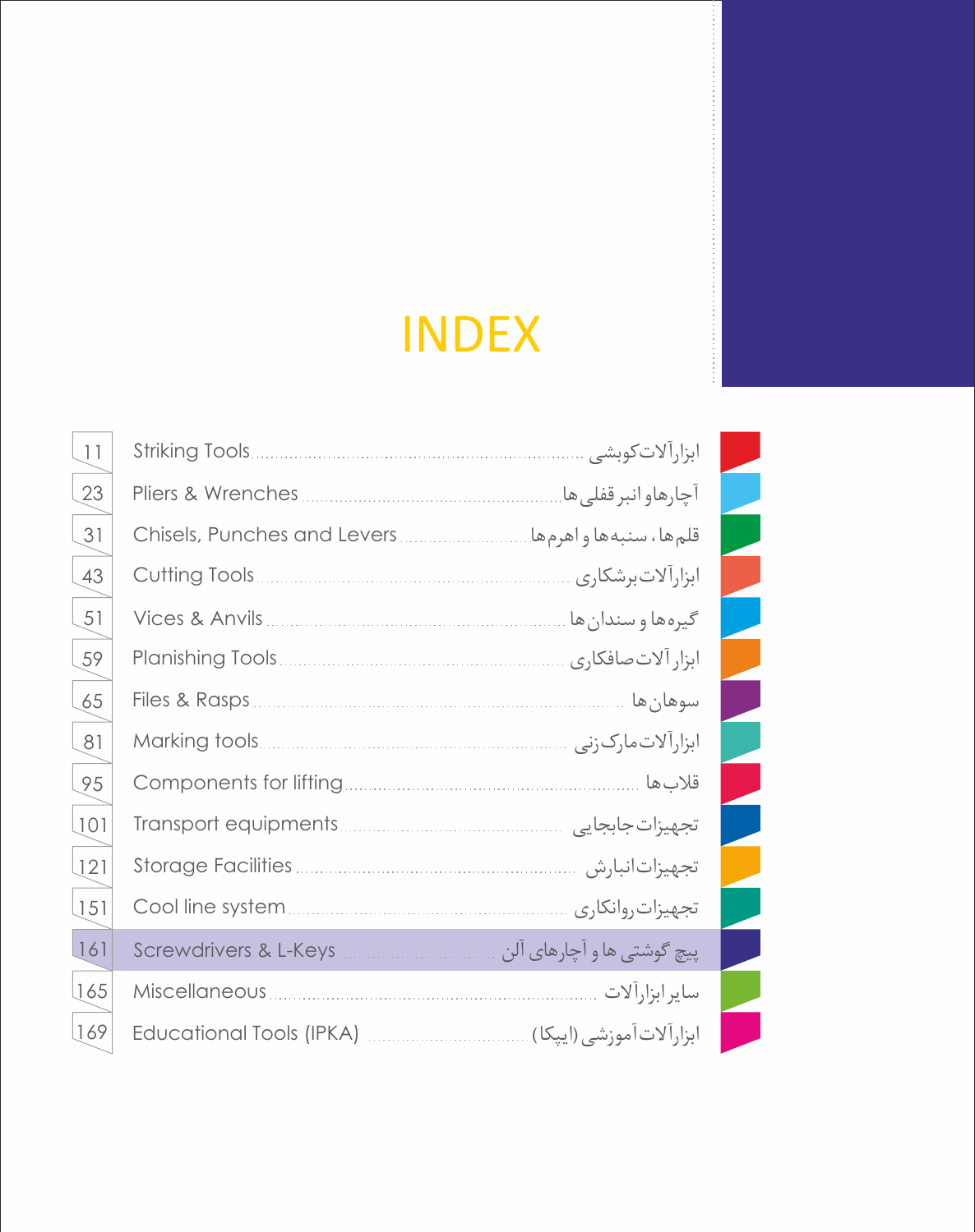# INDEX

| Page | Section | بخش |
|---|---|---|
| 11 | Striking Tools | ابزارآلات کوبشی |
| 23 | Pliers & Wrenches | آچارها و انبر قفلی ها |
| 31 | Chisels, Punches and Levers | قلم ها ، سنبه ها و اهرم ها |
| 43 | Cutting Tools | ابزارآلات برشکاری |
| 51 | Vices & Anvils | گیره ها و سندان ها |
| 59 | Planishing Tools | ابزار آلات صافکاری |
| 65 | Files & Rasps | سوهان ها |
| 81 | Marking tools | ابزارآلات مارک زنی |
| 95 | Components for lifting | قلاب ها |
| 101 | Transport equipments | تجهیزات جابجایی |
| 121 | Storage Facilities | تجهیزات انبارش |
| 151 | Cool line system | تجهیزات روانکاری |
| 161 | Screwdrivers & L-Keys | پیچ گوشتی ها و آچارهای آلن |
| 165 | Miscellaneous | سایر ابزارآلات |
| 169 | Educational Tools (IPKA) | ابزارآلات آموزشی (ایپکا) |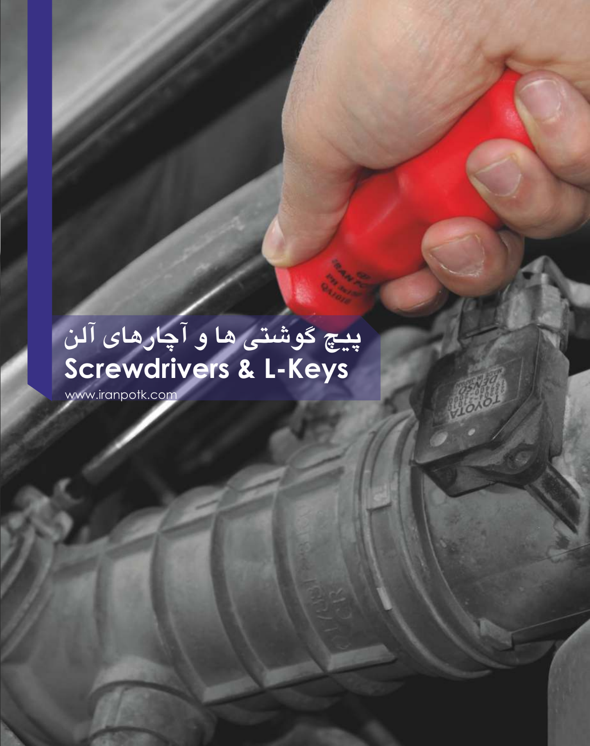# پیچ گوشتی ها و آچارهای آلن
# Screwdrivers & L-Keys

www.iranpotk.com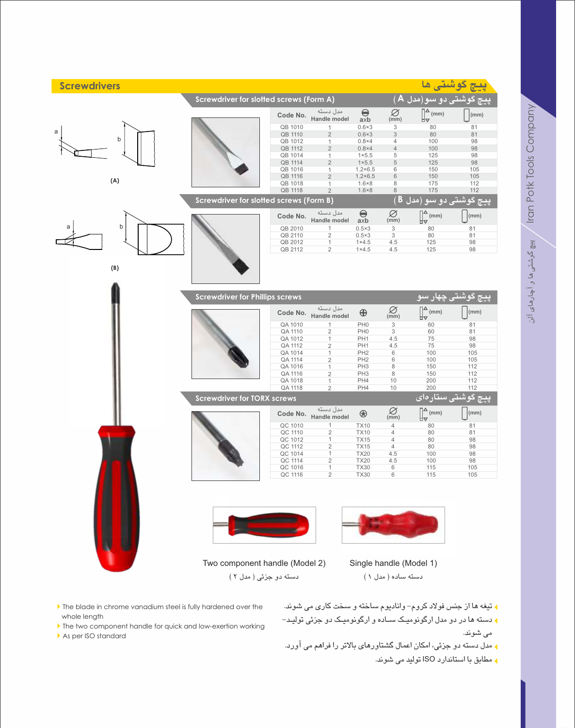# Screwdrivers
# پیچ گوشتی ها

## Screwdriver for slotted screws (Form A)
## پیچ گوشتی دو سو (مدل A)

(A)

| Code No. | مدل دسته Handle model | axb | Ø (mm) | (mm) | (mm) |
|---|---|---|---|---|---|
| QB 1010 | 1 | 0.6×3 | 3 | 80 | 81 |
| QB 1110 | 2 | 0.6×3 | 3 | 80 | 81 |
| QB 1012 | 1 | 0.8×4 | 4 | 100 | 98 |
| QB 1112 | 2 | 0.8×4 | 4 | 100 | 98 |
| QB 1014 | 1 | 1×5.5 | 5 | 125 | 98 |
| QB 1114 | 2 | 1×5.5 | 5 | 125 | 98 |
| QB 1016 | 1 | 1.2×6.5 | 6 | 150 | 105 |
| QB 1116 | 2 | 1.2×6.5 | 6 | 150 | 105 |
| QB 1018 | 1 | 1.6×8 | 8 | 175 | 112 |
| QB 1118 | 2 | 1.6×8 | 8 | 175 | 112 |

## Screwdriver for slotted screws (Form B)
## پیچ گوشتی دو سو (مدل B)

(B)

| Code No. | مدل دسته Handle model | axb | Ø (mm) | (mm) | (mm) |
|---|---|---|---|---|---|
| QB 2010 | 1 | 0.5×3 | 3 | 80 | 81 |
| QB 2110 | 2 | 0.5×3 | 3 | 80 | 81 |
| QB 2012 | 1 | 1×4.5 | 4.5 | 125 | 98 |
| QB 2112 | 2 | 1×4.5 | 4.5 | 125 | 98 |

## Screwdriver for Phillips screws
## پیچ گوشتی چهار سو

| Code No. | مدل دسته Handle model | ⊕ | Ø (mm) | (mm) | (mm) |
|---|---|---|---|---|---|
| QA 1010 | 1 | PH0 | 3 | 60 | 81 |
| QA 1110 | 2 | PH0 | 3 | 60 | 81 |
| QA 1012 | 1 | PH1 | 4.5 | 75 | 98 |
| QA 1112 | 2 | PH1 | 4.5 | 75 | 98 |
| QA 1014 | 1 | PH2 | 6 | 100 | 105 |
| QA 1114 | 2 | PH2 | 6 | 100 | 105 |
| QA 1016 | 1 | PH3 | 8 | 150 | 112 |
| QA 1116 | 2 | PH3 | 8 | 150 | 112 |
| QA 1018 | 1 | PH4 | 10 | 200 | 112 |
| QA 1118 | 2 | PH4 | 10 | 200 | 112 |

## Screwdriver for TORX screws
## پیچ گوشتی ستاره‌ای

| Code No. | مدل دسته Handle model | ✪ | Ø (mm) | (mm) | (mm) |
|---|---|---|---|---|---|
| QC 1010 | 1 | TX10 | 4 | 80 | 81 |
| QC 1110 | 2 | TX10 | 4 | 80 | 81 |
| QC 1012 | 1 | TX15 | 4 | 80 | 98 |
| QC 1112 | 2 | TX15 | 4 | 80 | 98 |
| QC 1014 | 1 | TX20 | 4.5 | 100 | 98 |
| QC 1114 | 2 | TX20 | 4.5 | 100 | 98 |
| QC 1016 | 1 | TX30 | 6 | 115 | 105 |
| QC 1116 | 2 | TX30 | 6 | 115 | 105 |

Two component handle (Model 2)
دسته دو جزئی ( مدل ۲ )

Single handle (Model 1)
دسته ساده ( مدل ۱ )

- The blade in chrome vanadium steel is fully hardened over the whole length
- The two component handle for quick and low-exertion working
- As per ISO standard

- تیغه ها از جنس فولاد کروم- وانادیوم ساخته و سخت کاری می شوند.
- دسته ها در دو مدل ارگونومیک ساده و ارگونومیک دو جزئی تولید می شوند.
- مدل دسته دو جزئی، امکان اعمال گشتاورهای بالاتر را فراهم می آورد.
- مطابق با استاندارد ISO تولید می شوند.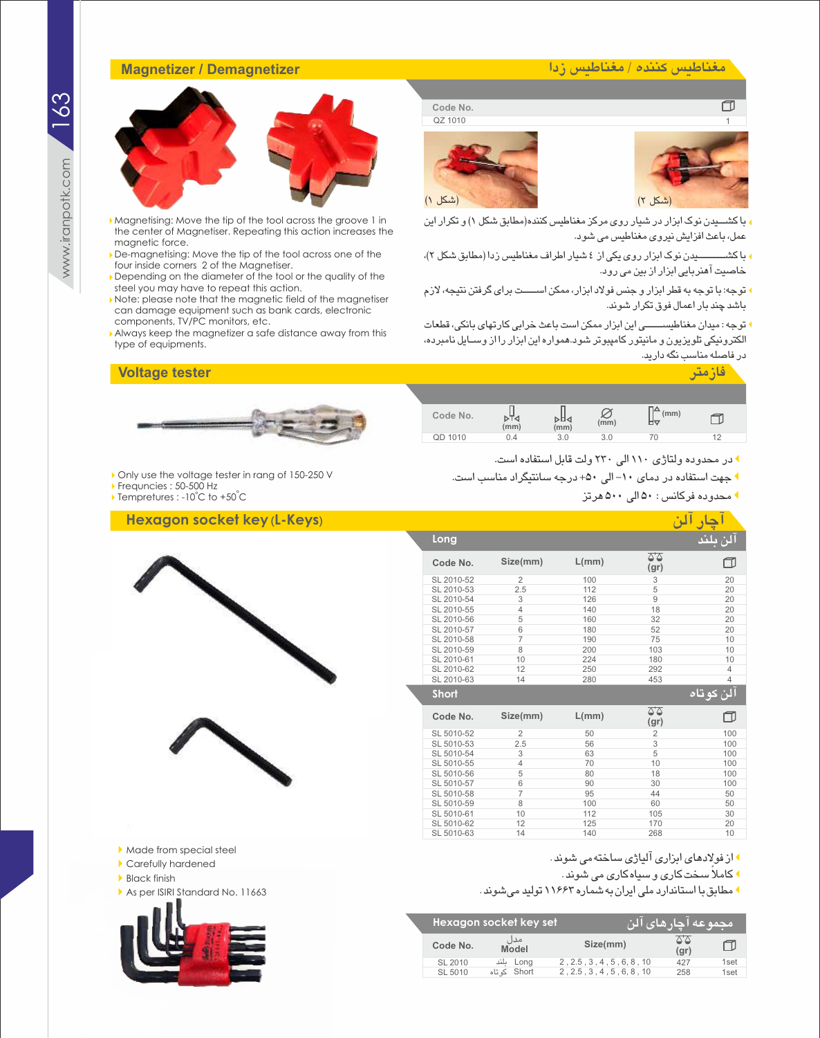## Magnetizer / Demagnetizer
## مغناطیس کننده / مغناطیس زدا

| Code No. | |
|---|---|
| QZ 1010 | 1 |

(شکل ۱) (شکل ۲)

- Magnetising: Move the tip of the tool across the groove 1 in the center of Magnetiser. Repeating this action increases the magnetic force.
- De-magnetising: Move the tip of the tool across one of the four inside corners 2 of the Magnetiser.
- Depending on the diameter of the tool or the quality of the steel you may have to repeat this action.
- Note: please note that the magnetic field of the magnetiser can damage equipment such as bank cards, electronic components, TV/PC monitors, etc.
- Always keep the magnetizer a safe distance away from this type of equipments.

- با کشیدن نوک ابزار در شیار روی مرکز مغناطیس کننده(مطابق شکل ۱) و تکرار این عمل، باعث افزایش نیروی مغناطیس می شود.
- با کشیدن نوک ابزار روی یکی از ٤ شیار اطراف مغناطیس زدا (مطابق شکل ۲)، خاصیت آهنربایی ابزار از بین می رود.
- توجه: با توجه به قطر ابزار و جنس فولاد ابزار، ممکن است برای گرفتن نتیجه، لازم باشد چند بار اعمال فوق تکرار شوند.
- توجه: میدان مغناطیسی این ابزار ممکن است باعث خرابی کارتهای بانکی، قطعات الکترونیکی تلویزیون و مانیتور کامپیوتر شود.همواره این ابزار را از وسایل نامبرده، در فاصله مناسب نگه دارید.

## Voltage tester
## فازمتر

| Code No. | (mm) | (mm) | Ø (mm) | (mm) | |
|---|---|---|---|---|---|
| QD 1010 | 0.4 | 3.0 | 3.0 | 70 | 12 |

- Only use the voltage tester in rang of 150-250 V
- Frequncies : 50-500 Hz
- Tempretures : -10˚C to +50˚C

- در محدوده ولتاژی ۱۱۰ الی ۲۳۰ ولت قابل استفاده است.
- جهت استفاده در دمای ۱۰- الی ۵۰+ درجه سانتیگراد مناسب است.
- محدوده فرکانس : ۵۰ الی ۵۰۰ هرتز

## Hexagon socket key (L-Keys)
## آچار آلن

### Long — آلن بلند

| Code No. | Size(mm) | L(mm) | (gr) | |
|---|---|---|---|---|
| SL 2010-52 | 2 | 100 | 3 | 20 |
| SL 2010-53 | 2.5 | 112 | 5 | 20 |
| SL 2010-54 | 3 | 126 | 9 | 20 |
| SL 2010-55 | 4 | 140 | 18 | 20 |
| SL 2010-56 | 5 | 160 | 32 | 20 |
| SL 2010-57 | 6 | 180 | 52 | 20 |
| SL 2010-58 | 7 | 190 | 75 | 10 |
| SL 2010-59 | 8 | 200 | 103 | 10 |
| SL 2010-61 | 10 | 224 | 180 | 10 |
| SL 2010-62 | 12 | 250 | 292 | 4 |
| SL 2010-63 | 14 | 280 | 453 | 4 |

### Short — آلن کوتاه

| Code No. | Size(mm) | L(mm) | (gr) | |
|---|---|---|---|---|
| SL 5010-52 | 2 | 50 | 2 | 100 |
| SL 5010-53 | 2.5 | 56 | 3 | 100 |
| SL 5010-54 | 3 | 63 | 5 | 100 |
| SL 5010-55 | 4 | 70 | 10 | 100 |
| SL 5010-56 | 5 | 80 | 18 | 100 |
| SL 5010-57 | 6 | 90 | 30 | 100 |
| SL 5010-58 | 7 | 95 | 44 | 50 |
| SL 5010-59 | 8 | 100 | 60 | 50 |
| SL 5010-61 | 10 | 112 | 105 | 30 |
| SL 5010-62 | 12 | 125 | 170 | 20 |
| SL 5010-63 | 14 | 140 | 268 | 10 |

- Made from special steel
- Carefully hardened
- Black finish
- As per ISIRI Standard No. 11663

- از فولادهای ابزاری آلیاژی ساخته می شوند.
- کاملاً سخت کاری و سیاه کاری می شوند.
- مطابق با استاندارد ملی ایران به شماره ۱۱۶۶۳ تولید می‌شوند.

### Hexagon socket key set — مجموعه آچارهای آلن

| Code No. | مدل Model | Size(mm) | (gr) | |
|---|---|---|---|---|
| SL 2010 | بلند Long | 2 , 2.5 , 3 , 4 , 5 , 6 , 8 , 10 | 427 | 1set |
| SL 5010 | کوتاه Short | 2 , 2.5 , 3 , 4 , 5 , 6 , 8 , 10 | 258 | 1set |